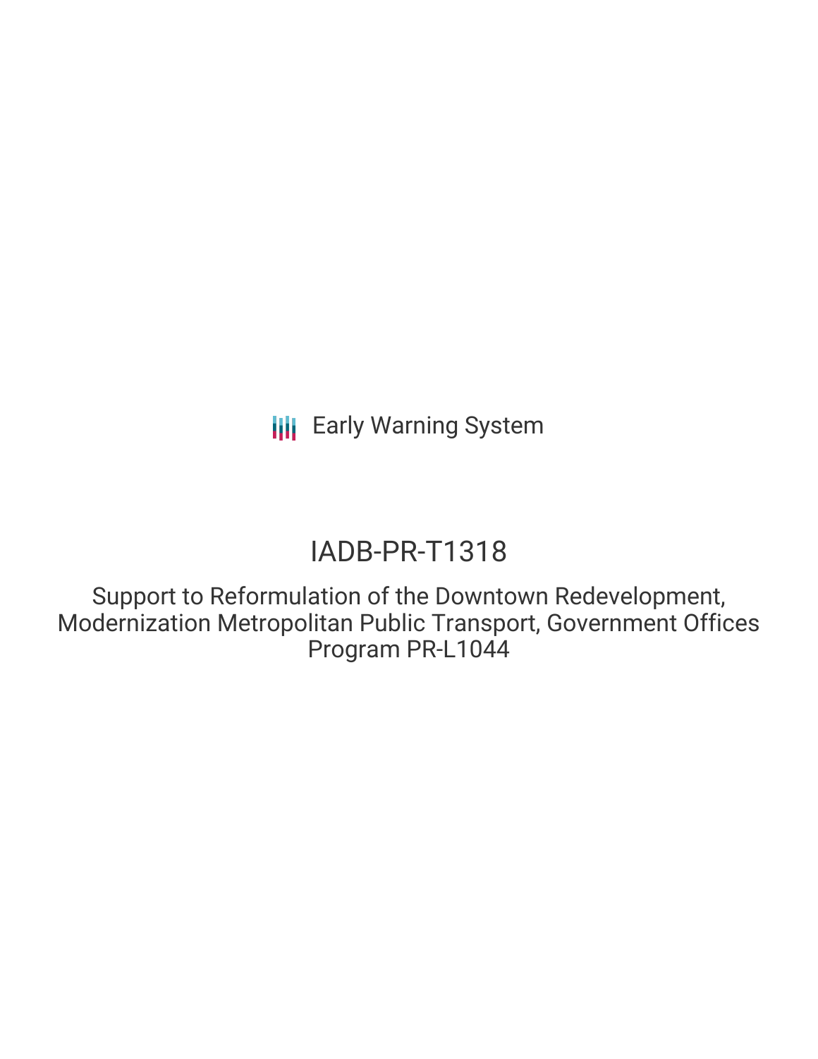Early Warning System

# IADB-PR-T1318

Support to Reformulation of the Downtown Redevelopment, Modernization Metropolitan Public Transport, Government Offices Program PR-L1044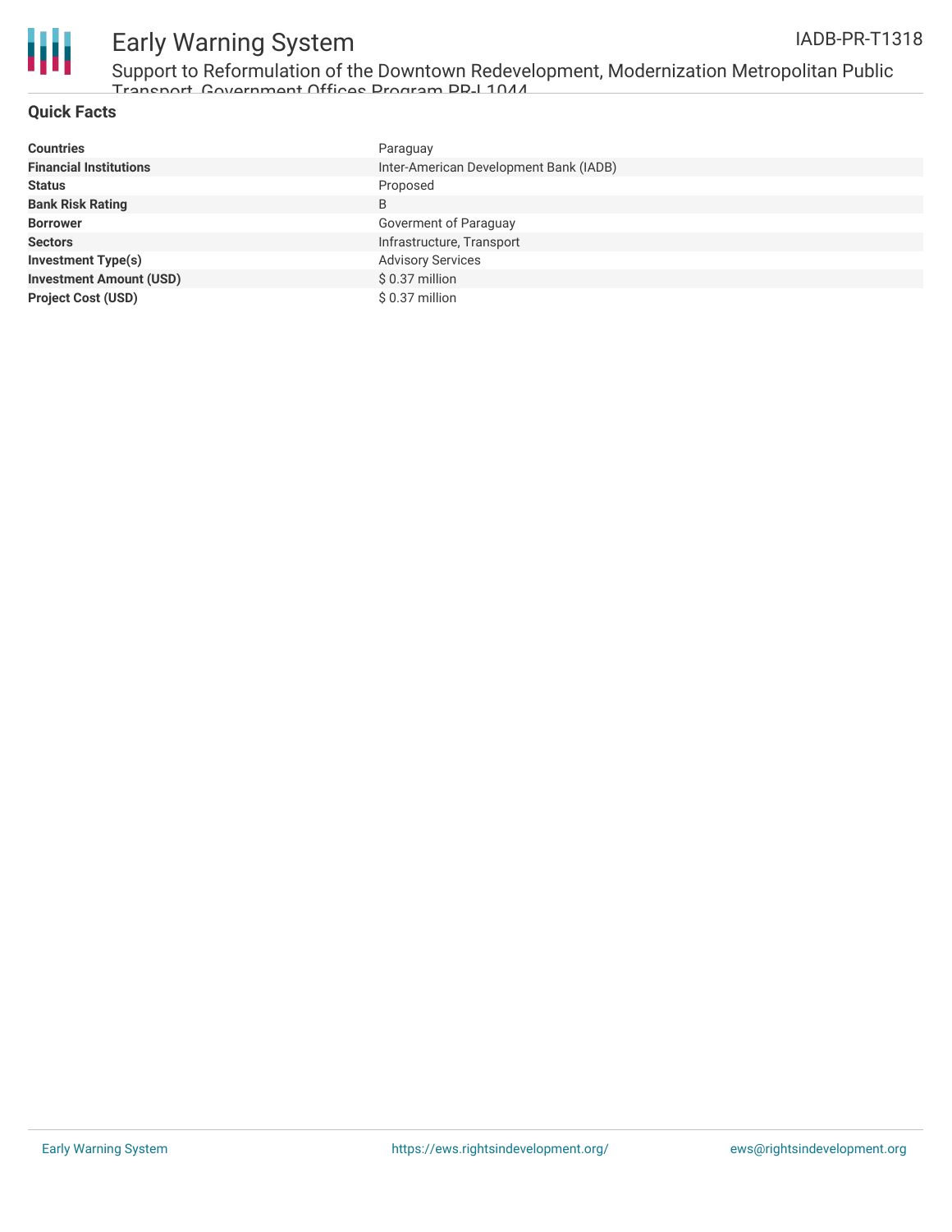## Quick Facts

| | |
|---|---|
| **Countries** | Paraguay |
| **Financial Institutions** | Inter-American Development Bank (IADB) |
| **Status** | Proposed |
| **Bank Risk Rating** | B |
| **Borrower** | Goverment of Paraguay |
| **Sectors** | Infrastructure, Transport |
| **Investment Type(s)** | Advisory Services |
| **Investment Amount (USD)** | $ 0.37 million |
| **Project Cost (USD)** | $ 0.37 million |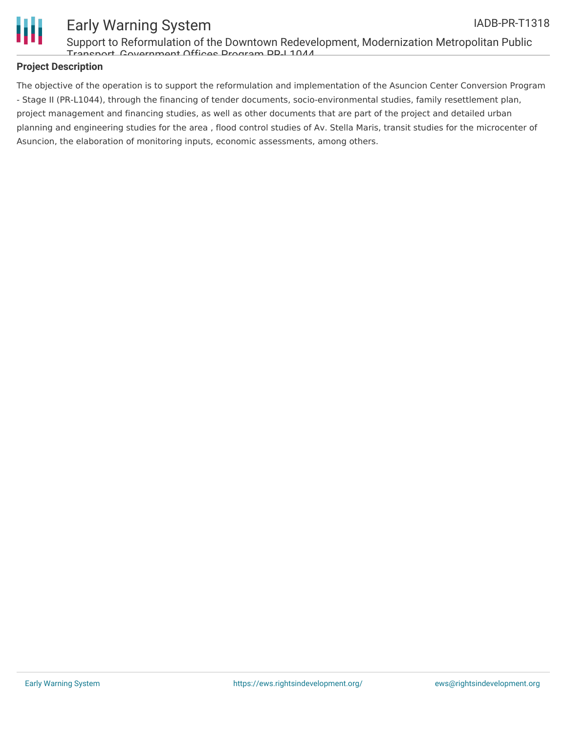## Project Description

The objective of the operation is to support the reformulation and implementation of the Asuncion Center Conversion Program - Stage II (PR-L1044), through the financing of tender documents, socio-environmental studies, family resettlement plan, project management and financing studies, as well as other documents that are part of the project and detailed urban planning and engineering studies for the area , flood control studies of Av. Stella Maris, transit studies for the microcenter of Asuncion, the elaboration of monitoring inputs, economic assessments, among others.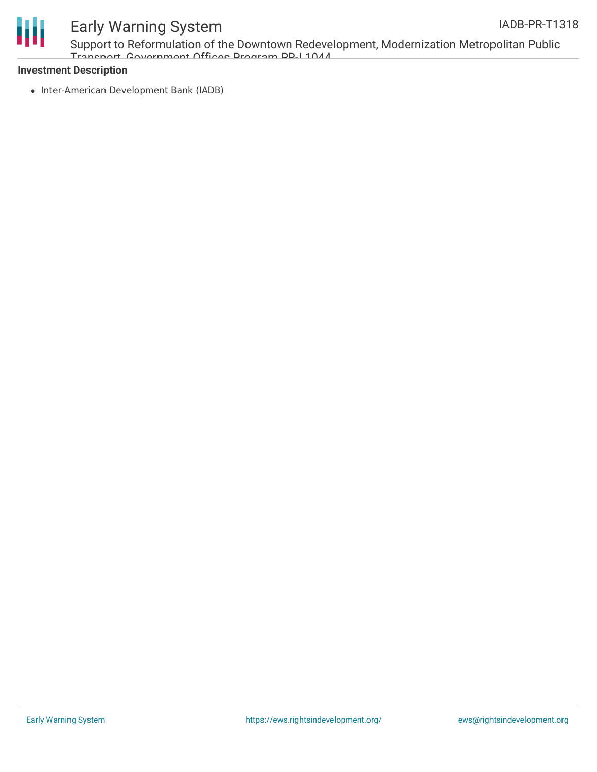**Investment Description**

- Inter-American Development Bank (IADB)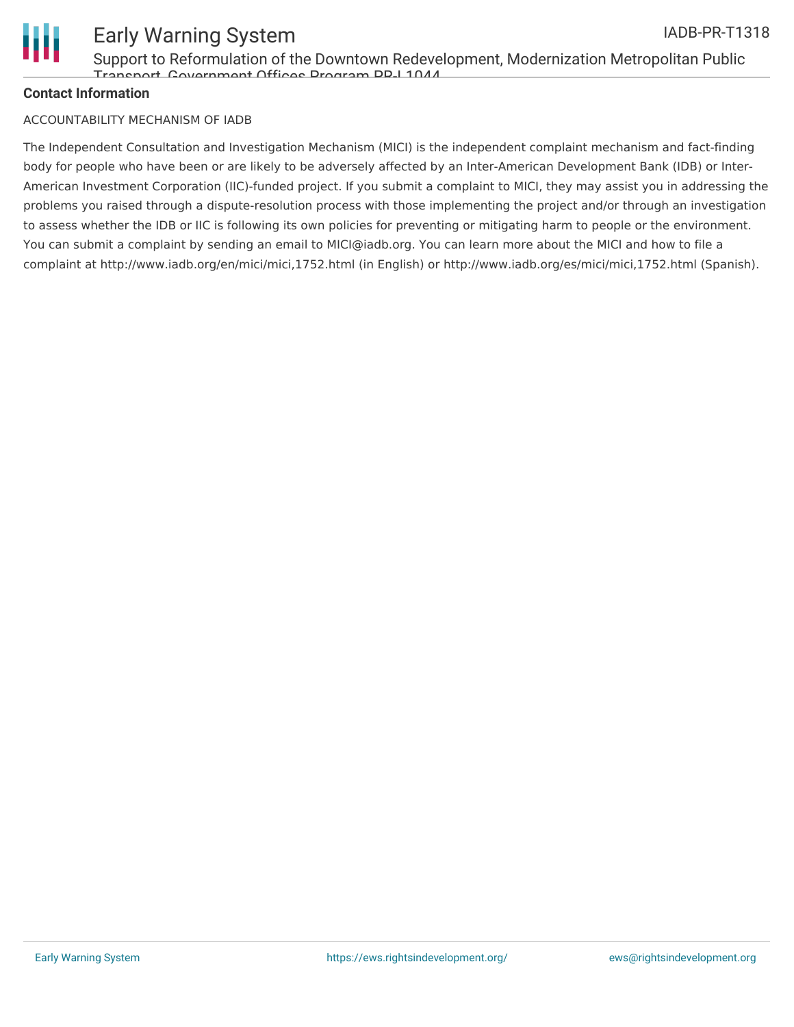**Contact Information**

ACCOUNTABILITY MECHANISM OF IADB

The Independent Consultation and Investigation Mechanism (MICI) is the independent complaint mechanism and fact-finding body for people who have been or are likely to be adversely affected by an Inter-American Development Bank (IDB) or Inter-American Investment Corporation (IIC)-funded project. If you submit a complaint to MICI, they may assist you in addressing the problems you raised through a dispute-resolution process with those implementing the project and/or through an investigation to assess whether the IDB or IIC is following its own policies for preventing or mitigating harm to people or the environment. You can submit a complaint by sending an email to MICI@iadb.org. You can learn more about the MICI and how to file a complaint at http://www.iadb.org/en/mici/mici,1752.html (in English) or http://www.iadb.org/es/mici/mici,1752.html (Spanish).